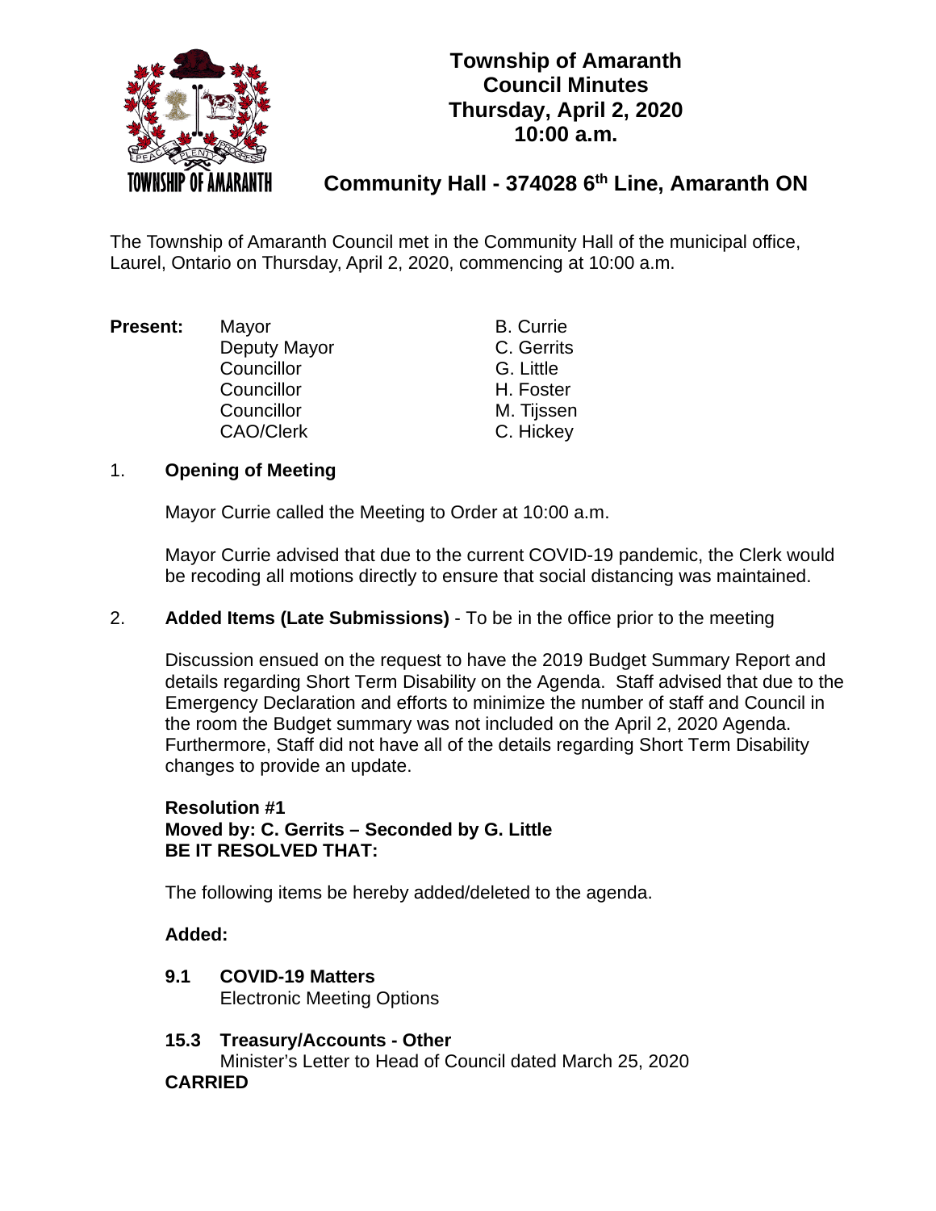# Township of Amaranth Council Minutes Thursday, April 2, 2020 10:00 a.m.

## Community Hall - 374028 6th Line, Amaranth ON

The Township of Amaranth Council met in the Community Hall of the municipal office, Laurel, Ontario on Thursday, April 2, 2020, commencing at 10:00 a.m.

**Present:**

| | |
|---|---|
| Mayor | B. Currie |
| Deputy Mayor | C. Gerrits |
| Councillor | G. Little |
| Councillor | H. Foster |
| Councillor | M. Tijssen |
| CAO/Clerk | C. Hickey |

1. **Opening of Meeting**

   Mayor Currie called the Meeting to Order at 10:00 a.m.

   Mayor Currie advised that due to the current COVID-19 pandemic, the Clerk would be recoding all motions directly to ensure that social distancing was maintained.

2. **Added Items (Late Submissions)** - To be in the office prior to the meeting

   Discussion ensued on the request to have the 2019 Budget Summary Report and details regarding Short Term Disability on the Agenda. Staff advised that due to the Emergency Declaration and efforts to minimize the number of staff and Council in the room the Budget summary was not included on the April 2, 2020 Agenda. Furthermore, Staff did not have all of the details regarding Short Term Disability changes to provide an update.

   **Resolution #1**
   **Moved by: C. Gerrits – Seconded by G. Little**
   **BE IT RESOLVED THAT:**

   The following items be hereby added/deleted to the agenda.

   **Added:**

   **9.1 COVID-19 Matters**
   Electronic Meeting Options

   **15.3 Treasury/Accounts - Other**
   Minister's Letter to Head of Council dated March 25, 2020
   **CARRIED**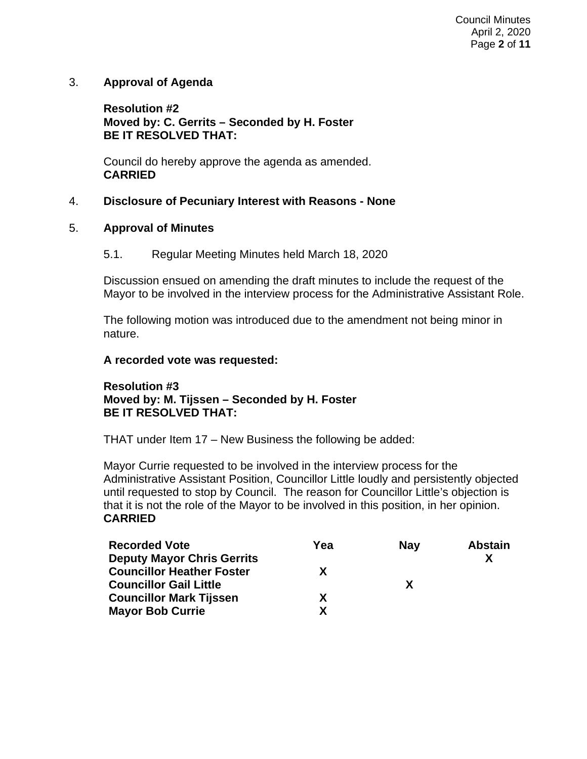## 3. Approval of Agenda

**Resolution #2**
**Moved by: C. Gerrits – Seconded by H. Foster**
**BE IT RESOLVED THAT:**

Council do hereby approve the agenda as amended.
**CARRIED**

## 4. Disclosure of Pecuniary Interest with Reasons - None

## 5. Approval of Minutes

5.1. Regular Meeting Minutes held March 18, 2020

Discussion ensued on amending the draft minutes to include the request of the Mayor to be involved in the interview process for the Administrative Assistant Role.

The following motion was introduced due to the amendment not being minor in nature.

**A recorded vote was requested:**

**Resolution #3**
**Moved by: M. Tijssen – Seconded by H. Foster**
**BE IT RESOLVED THAT:**

THAT under Item 17 – New Business the following be added:

Mayor Currie requested to be involved in the interview process for the Administrative Assistant Position, Councillor Little loudly and persistently objected until requested to stop by Council. The reason for Councillor Little's objection is that it is not the role of the Mayor to be involved in this position, in her opinion.
**CARRIED**

| Recorded Vote | Yea | Nay | Abstain |
|---|---|---|---|
| Deputy Mayor Chris Gerrits | | | X |
| Councillor Heather Foster | X | | |
| Councillor Gail Little | | X | |
| Councillor Mark Tijssen | X | | |
| Mayor Bob Currie | X | | |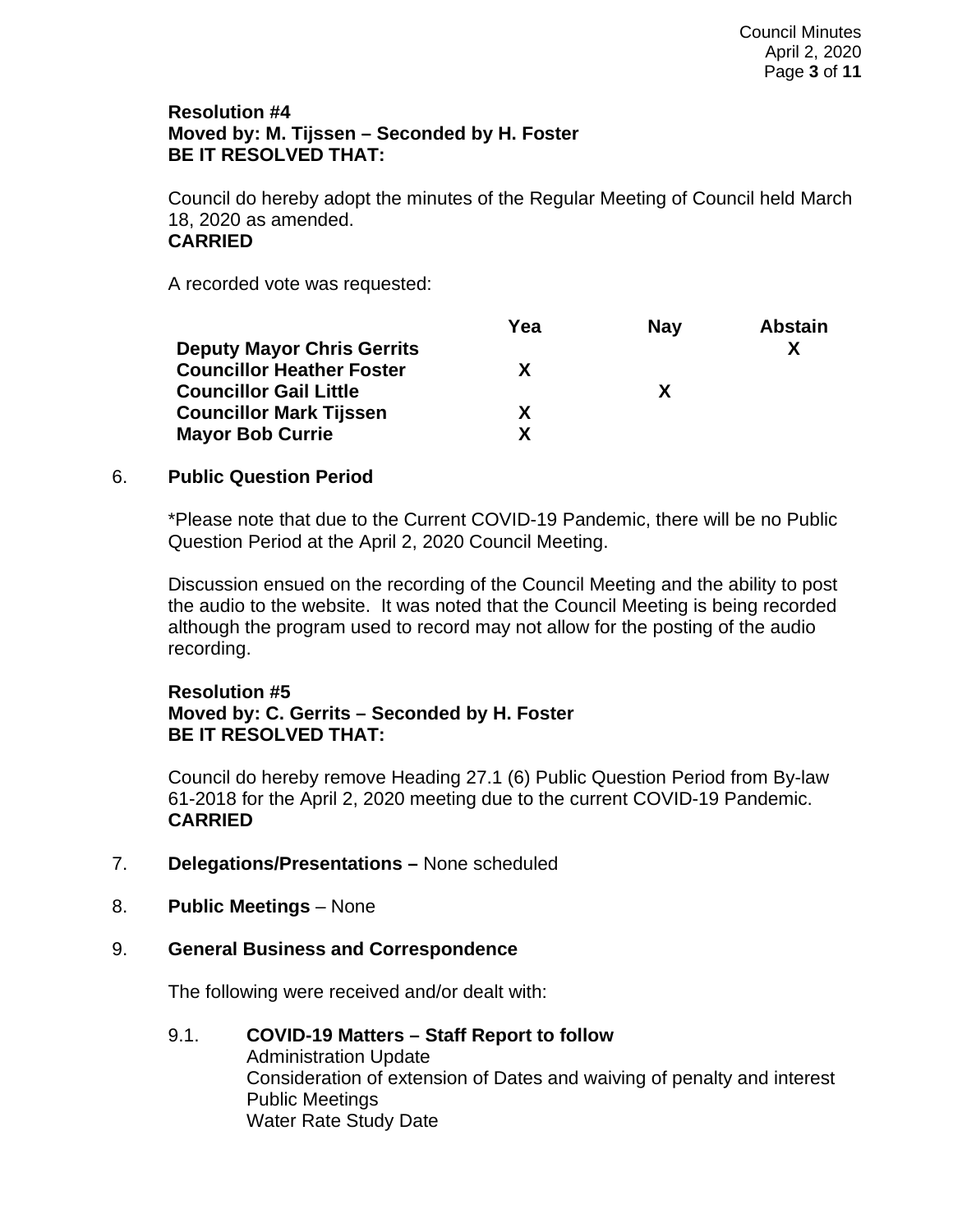**Resolution #4**
**Moved by: M. Tijssen – Seconded by H. Foster**
**BE IT RESOLVED THAT:**

Council do hereby adopt the minutes of the Regular Meeting of Council held March 18, 2020 as amended.
**CARRIED**

A recorded vote was requested:

| | Yea | Nay | Abstain |
|---|---|---|---|
| **Deputy Mayor Chris Gerrits** | | | **X** |
| **Councillor Heather Foster** | **X** | | |
| **Councillor Gail Little** | | **X** | |
| **Councillor Mark Tijssen** | **X** | | |
| **Mayor Bob Currie** | **X** | | |

6. **Public Question Period**

*Please note that due to the Current COVID-19 Pandemic, there will be no Public Question Period at the April 2, 2020 Council Meeting.

Discussion ensued on the recording of the Council Meeting and the ability to post the audio to the website. It was noted that the Council Meeting is being recorded although the program used to record may not allow for the posting of the audio recording.

**Resolution #5**
**Moved by: C. Gerrits – Seconded by H. Foster**
**BE IT RESOLVED THAT:**

Council do hereby remove Heading 27.1 (6) Public Question Period from By-law 61-2018 for the April 2, 2020 meeting due to the current COVID-19 Pandemic.
**CARRIED**

7. **Delegations/Presentations –** None scheduled

8. **Public Meetings** – None

9. **General Business and Correspondence**

The following were received and/or dealt with:

9.1. **COVID-19 Matters – Staff Report to follow**
Administration Update
Consideration of extension of Dates and waiving of penalty and interest
Public Meetings
Water Rate Study Date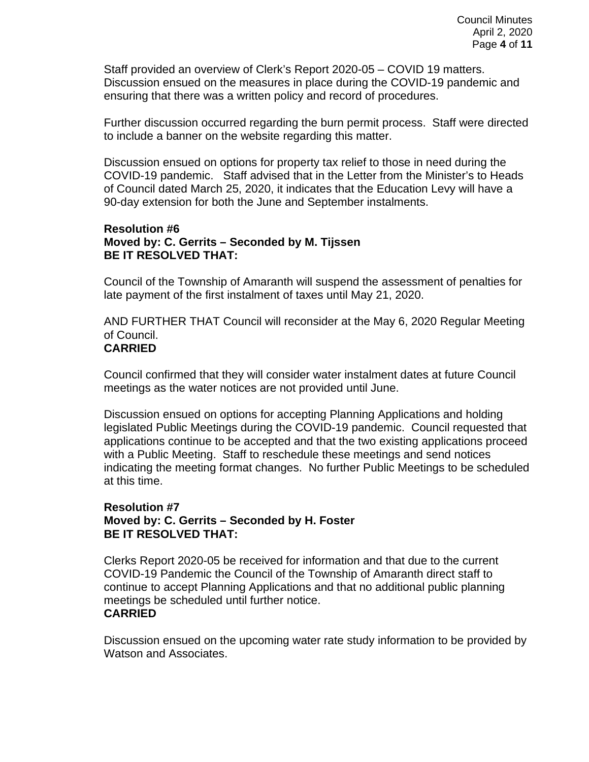Staff provided an overview of Clerk's Report 2020-05 – COVID 19 matters. Discussion ensued on the measures in place during the COVID-19 pandemic and ensuring that there was a written policy and record of procedures.

Further discussion occurred regarding the burn permit process. Staff were directed to include a banner on the website regarding this matter.

Discussion ensued on options for property tax relief to those in need during the COVID-19 pandemic. Staff advised that in the Letter from the Minister's to Heads of Council dated March 25, 2020, it indicates that the Education Levy will have a 90-day extension for both the June and September instalments.

**Resolution #6**
**Moved by: C. Gerrits – Seconded by M. Tijssen**
**BE IT RESOLVED THAT:**

Council of the Township of Amaranth will suspend the assessment of penalties for late payment of the first instalment of taxes until May 21, 2020.

AND FURTHER THAT Council will reconsider at the May 6, 2020 Regular Meeting of Council.
**CARRIED**

Council confirmed that they will consider water instalment dates at future Council meetings as the water notices are not provided until June.

Discussion ensued on options for accepting Planning Applications and holding legislated Public Meetings during the COVID-19 pandemic. Council requested that applications continue to be accepted and that the two existing applications proceed with a Public Meeting. Staff to reschedule these meetings and send notices indicating the meeting format changes. No further Public Meetings to be scheduled at this time.

**Resolution #7**
**Moved by: C. Gerrits – Seconded by H. Foster**
**BE IT RESOLVED THAT:**

Clerks Report 2020-05 be received for information and that due to the current COVID-19 Pandemic the Council of the Township of Amaranth direct staff to continue to accept Planning Applications and that no additional public planning meetings be scheduled until further notice.
**CARRIED**

Discussion ensued on the upcoming water rate study information to be provided by Watson and Associates.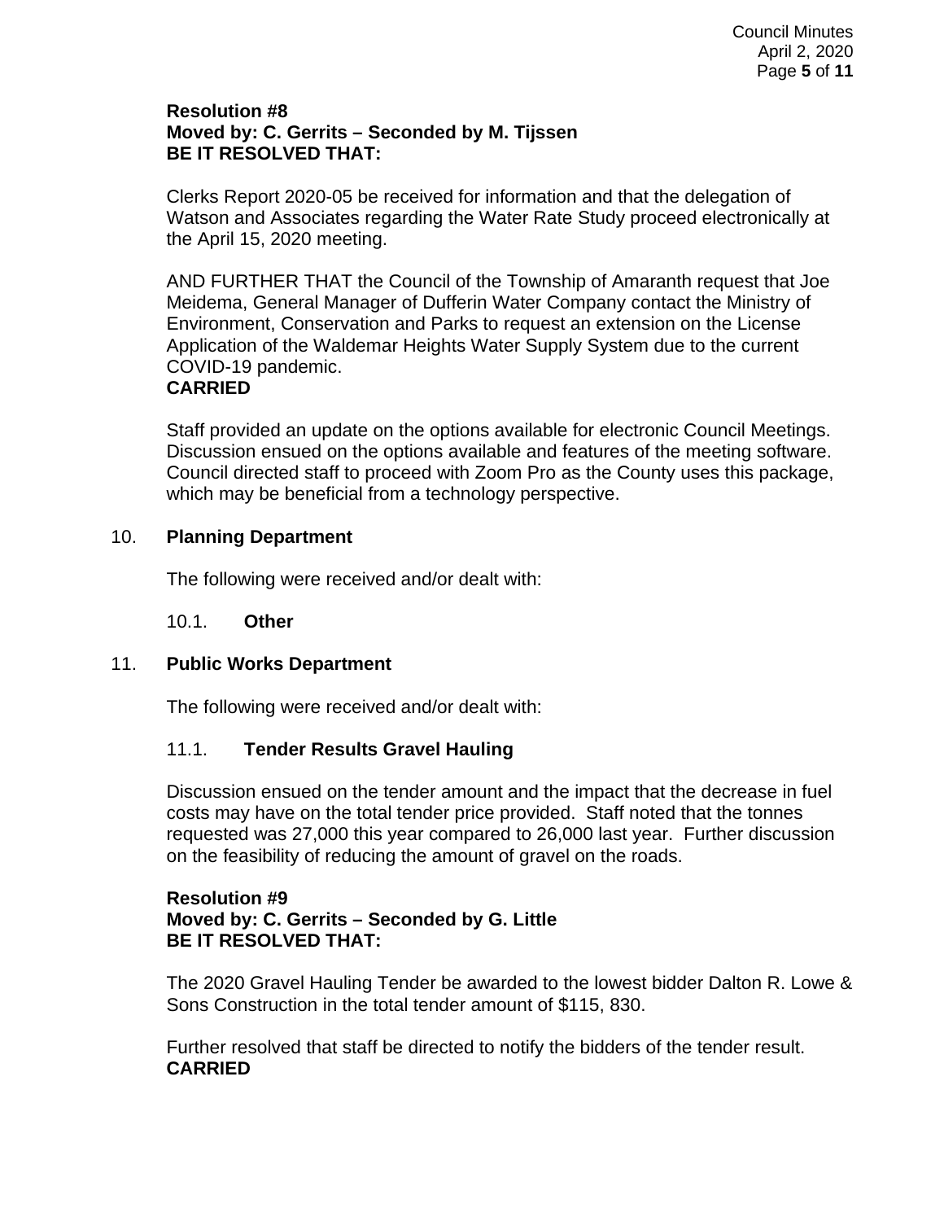**Resolution #8**
**Moved by: C. Gerrits – Seconded by M. Tijssen**
**BE IT RESOLVED THAT:**

Clerks Report 2020-05 be received for information and that the delegation of Watson and Associates regarding the Water Rate Study proceed electronically at the April 15, 2020 meeting.

AND FURTHER THAT the Council of the Township of Amaranth request that Joe Meidema, General Manager of Dufferin Water Company contact the Ministry of Environment, Conservation and Parks to request an extension on the License Application of the Waldemar Heights Water Supply System due to the current COVID-19 pandemic.
**CARRIED**

Staff provided an update on the options available for electronic Council Meetings. Discussion ensued on the options available and features of the meeting software. Council directed staff to proceed with Zoom Pro as the County uses this package, which may be beneficial from a technology perspective.

## 10. Planning Department

The following were received and/or dealt with:

### 10.1. Other

## 11. Public Works Department

The following were received and/or dealt with:

### 11.1. Tender Results Gravel Hauling

Discussion ensued on the tender amount and the impact that the decrease in fuel costs may have on the total tender price provided. Staff noted that the tonnes requested was 27,000 this year compared to 26,000 last year. Further discussion on the feasibility of reducing the amount of gravel on the roads.

**Resolution #9**
**Moved by: C. Gerrits – Seconded by G. Little**
**BE IT RESOLVED THAT:**

The 2020 Gravel Hauling Tender be awarded to the lowest bidder Dalton R. Lowe & Sons Construction in the total tender amount of $115, 830.

Further resolved that staff be directed to notify the bidders of the tender result.
**CARRIED**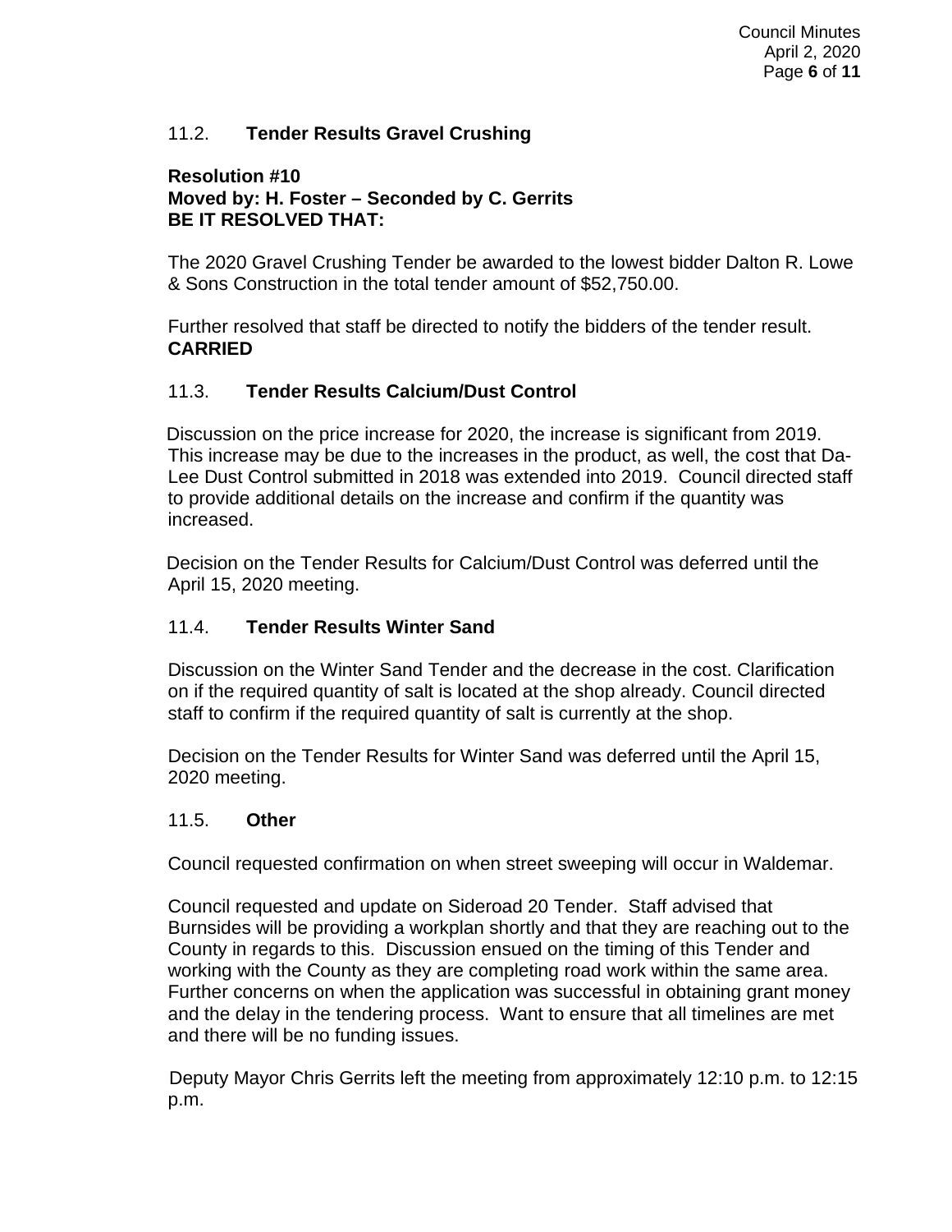### 11.2. **Tender Results Gravel Crushing**

**Resolution #10**
**Moved by: H. Foster – Seconded by C. Gerrits**
**BE IT RESOLVED THAT:**

The 2020 Gravel Crushing Tender be awarded to the lowest bidder Dalton R. Lowe & Sons Construction in the total tender amount of $52,750.00.

Further resolved that staff be directed to notify the bidders of the tender result.
**CARRIED**

### 11.3. **Tender Results Calcium/Dust Control**

Discussion on the price increase for 2020, the increase is significant from 2019. This increase may be due to the increases in the product, as well, the cost that Da-Lee Dust Control submitted in 2018 was extended into 2019. Council directed staff to provide additional details on the increase and confirm if the quantity was increased.

Decision on the Tender Results for Calcium/Dust Control was deferred until the April 15, 2020 meeting.

### 11.4. **Tender Results Winter Sand**

Discussion on the Winter Sand Tender and the decrease in the cost. Clarification on if the required quantity of salt is located at the shop already. Council directed staff to confirm if the required quantity of salt is currently at the shop.

Decision on the Tender Results for Winter Sand was deferred until the April 15, 2020 meeting.

### 11.5. **Other**

Council requested confirmation on when street sweeping will occur in Waldemar.

Council requested and update on Sideroad 20 Tender. Staff advised that Burnsides will be providing a workplan shortly and that they are reaching out to the County in regards to this. Discussion ensued on the timing of this Tender and working with the County as they are completing road work within the same area. Further concerns on when the application was successful in obtaining grant money and the delay in the tendering process. Want to ensure that all timelines are met and there will be no funding issues.

Deputy Mayor Chris Gerrits left the meeting from approximately 12:10 p.m. to 12:15 p.m.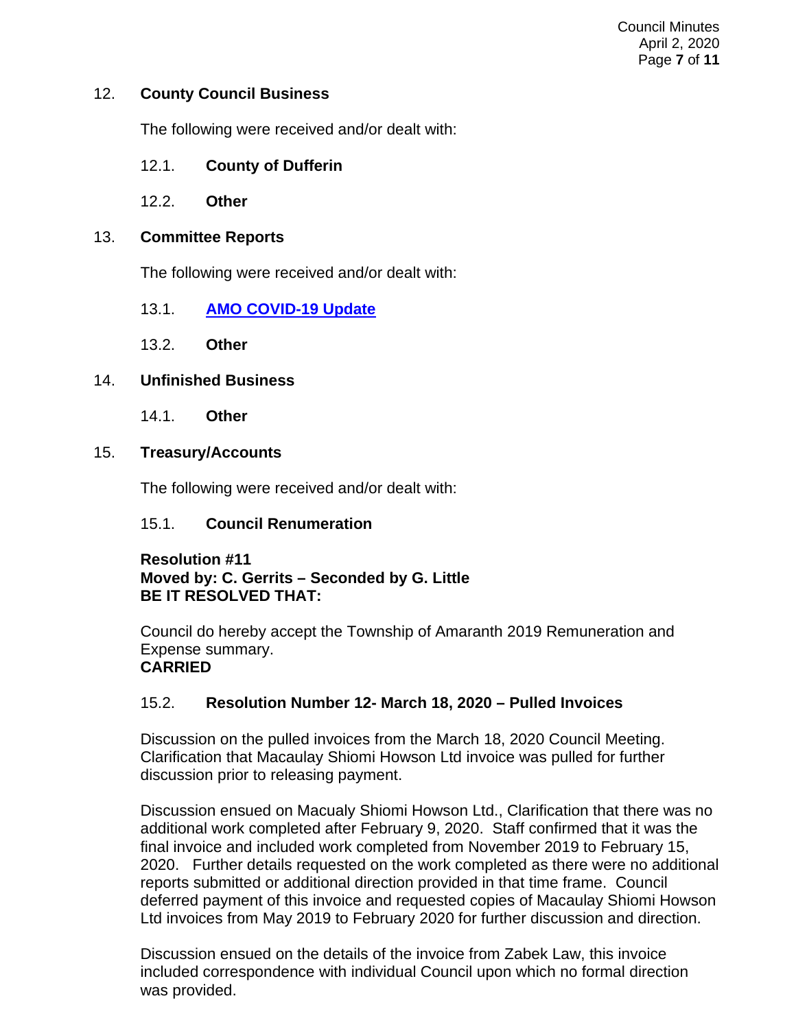## 12. County Council Business

The following were received and/or dealt with:

### 12.1. County of Dufferin

### 12.2. Other

## 13. Committee Reports

The following were received and/or dealt with:

### 13.1. AMO COVID-19 Update

### 13.2. Other

## 14. Unfinished Business

### 14.1. Other

## 15. Treasury/Accounts

The following were received and/or dealt with:

### 15.1. Council Renumeration

**Resolution #11**
**Moved by: C. Gerrits – Seconded by G. Little**
**BE IT RESOLVED THAT:**

Council do hereby accept the Township of Amaranth 2019 Remuneration and Expense summary.
**CARRIED**

### 15.2. Resolution Number 12- March 18, 2020 – Pulled Invoices

Discussion on the pulled invoices from the March 18, 2020 Council Meeting. Clarification that Macaulay Shiomi Howson Ltd invoice was pulled for further discussion prior to releasing payment.

Discussion ensued on Macualy Shiomi Howson Ltd., Clarification that there was no additional work completed after February 9, 2020. Staff confirmed that it was the final invoice and included work completed from November 2019 to February 15, 2020. Further details requested on the work completed as there were no additional reports submitted or additional direction provided in that time frame. Council deferred payment of this invoice and requested copies of Macaulay Shiomi Howson Ltd invoices from May 2019 to February 2020 for further discussion and direction.

Discussion ensued on the details of the invoice from Zabek Law, this invoice included correspondence with individual Council upon which no formal direction was provided.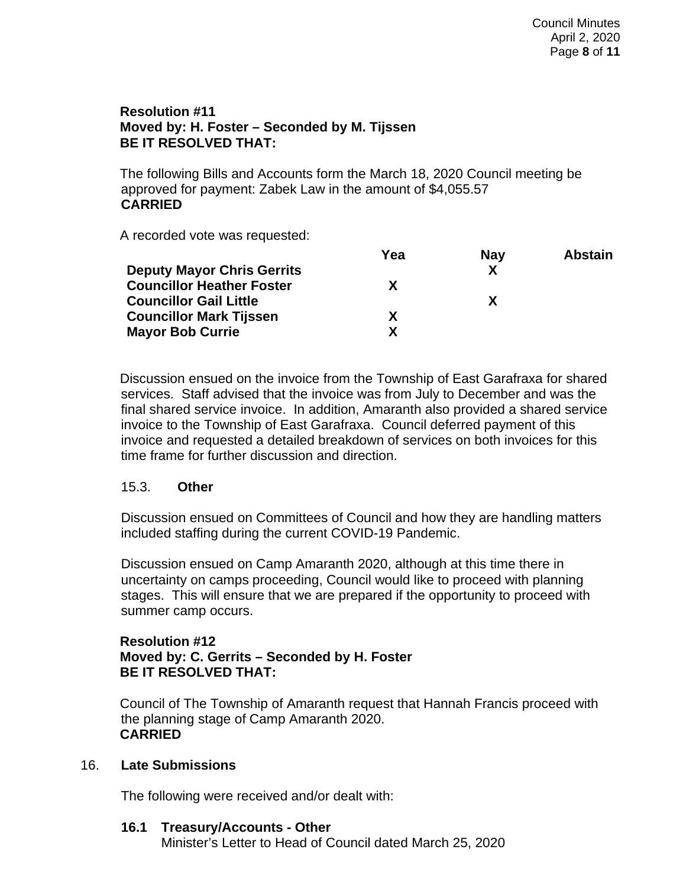**Resolution #11**
**Moved by: H. Foster – Seconded by M. Tijssen**
**BE IT RESOLVED THAT:**

The following Bills and Accounts form the March 18, 2020 Council meeting be approved for payment: Zabek Law in the amount of $4,055.57
**CARRIED**

A recorded vote was requested:

| | Yea | Nay | Abstain |
|---|---|---|---|
| **Deputy Mayor Chris Gerrits** | | **X** | |
| **Councillor Heather Foster** | **X** | | |
| **Councillor Gail Little** | | **X** | |
| **Councillor Mark Tijssen** | **X** | | |
| **Mayor Bob Currie** | **X** | | |

Discussion ensued on the invoice from the Township of East Garafraxa for shared services. Staff advised that the invoice was from July to December and was the final shared service invoice. In addition, Amaranth also provided a shared service invoice to the Township of East Garafraxa. Council deferred payment of this invoice and requested a detailed breakdown of services on both invoices for this time frame for further discussion and direction.

15.3. **Other**

Discussion ensued on Committees of Council and how they are handling matters included staffing during the current COVID-19 Pandemic.

Discussion ensued on Camp Amaranth 2020, although at this time there in uncertainty on camps proceeding, Council would like to proceed with planning stages. This will ensure that we are prepared if the opportunity to proceed with summer camp occurs.

**Resolution #12**
**Moved by: C. Gerrits – Seconded by H. Foster**
**BE IT RESOLVED THAT:**

Council of The Township of Amaranth request that Hannah Francis proceed with the planning stage of Camp Amaranth 2020.
**CARRIED**

## 16. **Late Submissions**

The following were received and/or dealt with:

**16.1 Treasury/Accounts - Other**
Minister's Letter to Head of Council dated March 25, 2020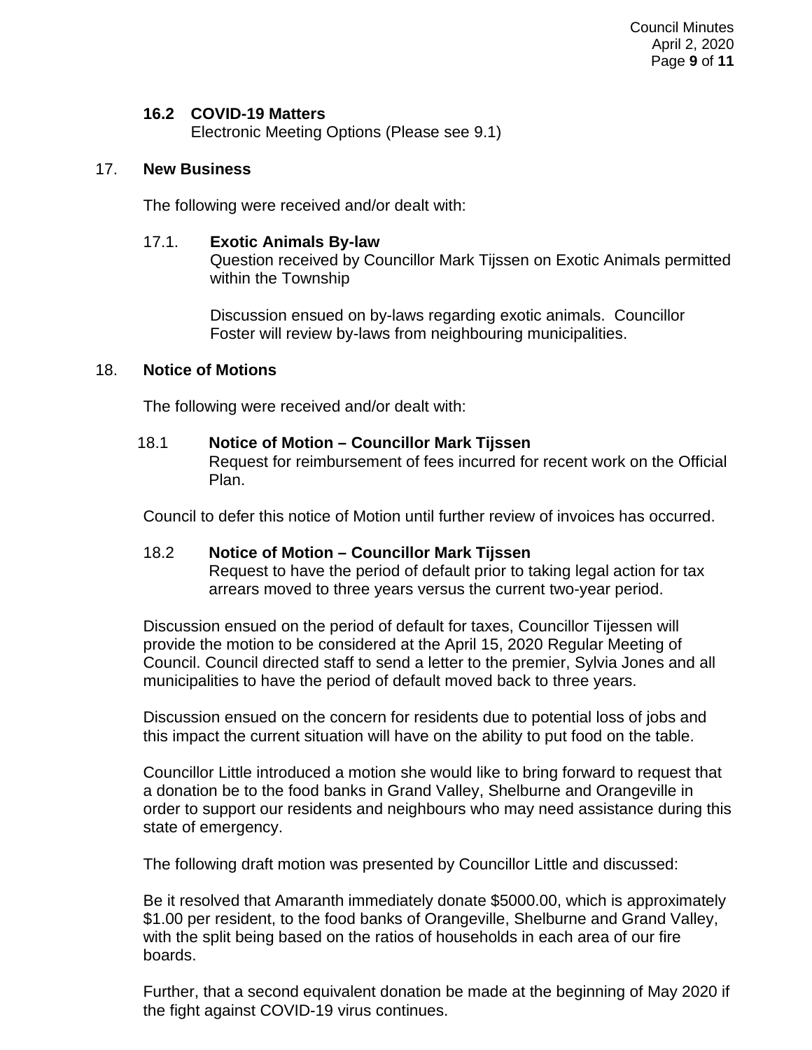### 16.2 COVID-19 Matters

Electronic Meeting Options (Please see 9.1)

## 17. New Business

The following were received and/or dealt with:

### 17.1. Exotic Animals By-law

Question received by Councillor Mark Tijssen on Exotic Animals permitted within the Township

Discussion ensued on by-laws regarding exotic animals. Councillor Foster will review by-laws from neighbouring municipalities.

## 18. Notice of Motions

The following were received and/or dealt with:

### 18.1 Notice of Motion – Councillor Mark Tijssen

Request for reimbursement of fees incurred for recent work on the Official Plan.

Council to defer this notice of Motion until further review of invoices has occurred.

### 18.2 Notice of Motion – Councillor Mark Tijssen

Request to have the period of default prior to taking legal action for tax arrears moved to three years versus the current two-year period.

Discussion ensued on the period of default for taxes, Councillor Tijessen will provide the motion to be considered at the April 15, 2020 Regular Meeting of Council. Council directed staff to send a letter to the premier, Sylvia Jones and all municipalities to have the period of default moved back to three years.

Discussion ensued on the concern for residents due to potential loss of jobs and this impact the current situation will have on the ability to put food on the table.

Councillor Little introduced a motion she would like to bring forward to request that a donation be to the food banks in Grand Valley, Shelburne and Orangeville in order to support our residents and neighbours who may need assistance during this state of emergency.

The following draft motion was presented by Councillor Little and discussed:

Be it resolved that Amaranth immediately donate $5000.00, which is approximately $1.00 per resident, to the food banks of Orangeville, Shelburne and Grand Valley, with the split being based on the ratios of households in each area of our fire boards.

Further, that a second equivalent donation be made at the beginning of May 2020 if the fight against COVID-19 virus continues.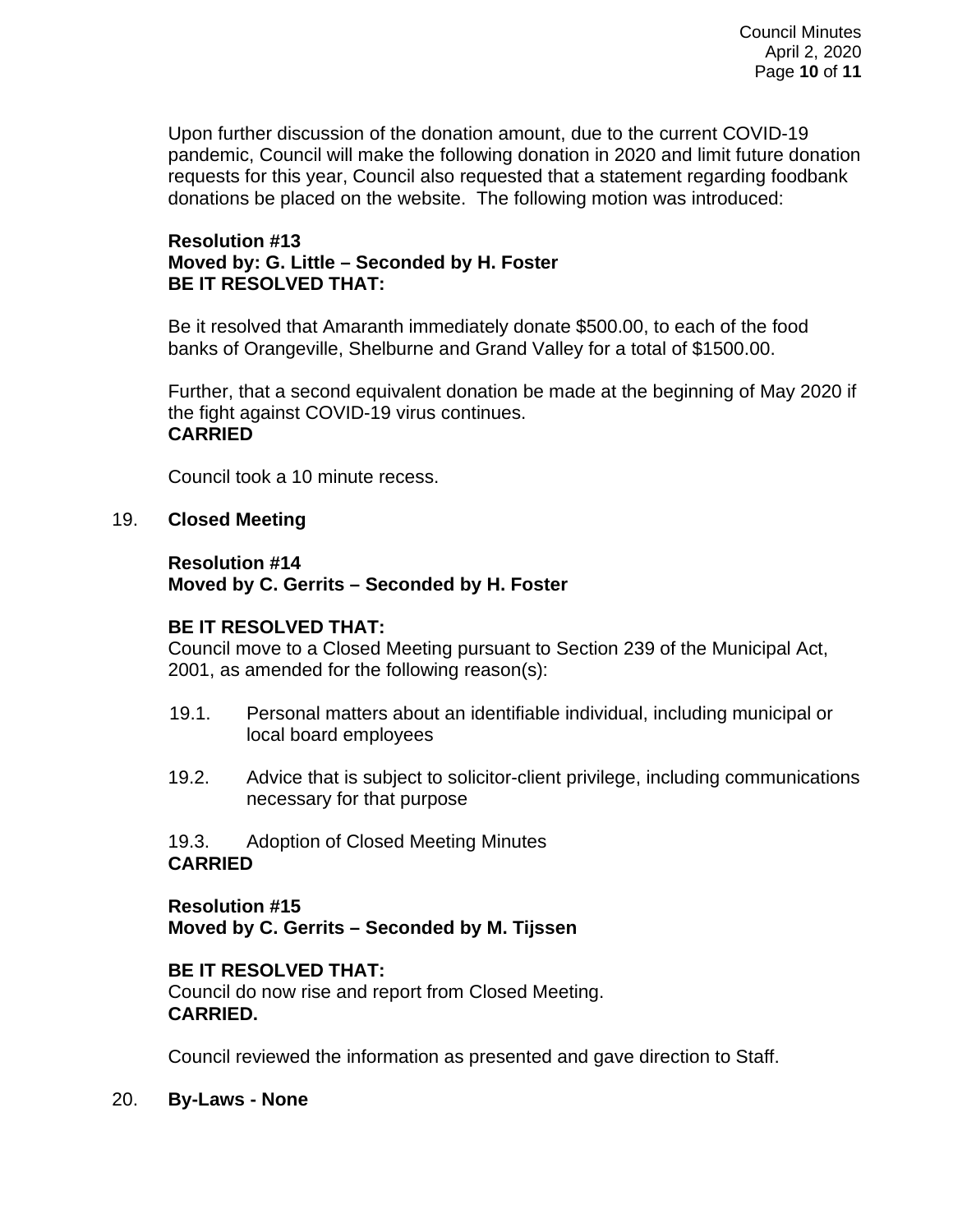Upon further discussion of the donation amount, due to the current COVID-19 pandemic, Council will make the following donation in 2020 and limit future donation requests for this year, Council also requested that a statement regarding foodbank donations be placed on the website. The following motion was introduced:

**Resolution #13**
**Moved by: G. Little – Seconded by H. Foster**
**BE IT RESOLVED THAT:**

Be it resolved that Amaranth immediately donate $500.00, to each of the food banks of Orangeville, Shelburne and Grand Valley for a total of $1500.00.

Further, that a second equivalent donation be made at the beginning of May 2020 if the fight against COVID-19 virus continues.
**CARRIED**

Council took a 10 minute recess.

19. **Closed Meeting**

**Resolution #14**
**Moved by C. Gerrits – Seconded by H. Foster**

**BE IT RESOLVED THAT:**
Council move to a Closed Meeting pursuant to Section 239 of the Municipal Act, 2001, as amended for the following reason(s):

19.1. Personal matters about an identifiable individual, including municipal or local board employees

19.2. Advice that is subject to solicitor-client privilege, including communications necessary for that purpose

19.3. Adoption of Closed Meeting Minutes
**CARRIED**

**Resolution #15**
**Moved by C. Gerrits – Seconded by M. Tijssen**

**BE IT RESOLVED THAT:**
Council do now rise and report from Closed Meeting.
**CARRIED.**

Council reviewed the information as presented and gave direction to Staff.

20. **By-Laws - None**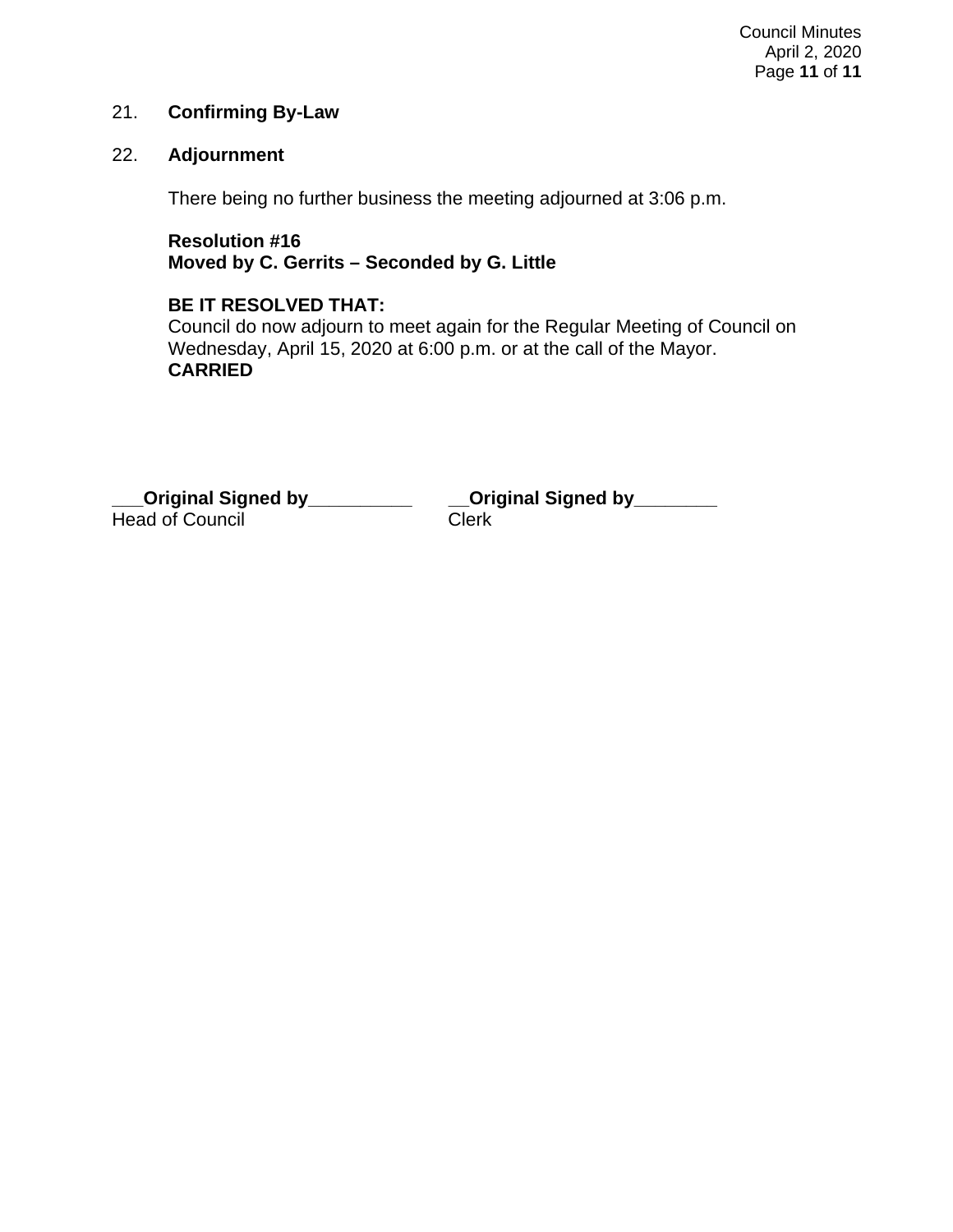21. **Confirming By-Law**

22. **Adjournment**

There being no further business the meeting adjourned at 3:06 p.m.

**Resolution #16**
**Moved by C. Gerrits – Seconded by G. Little**

**BE IT RESOLVED THAT:**
Council do now adjourn to meet again for the Regular Meeting of Council on Wednesday, April 15, 2020 at 6:00 p.m. or at the call of the Mayor.
**CARRIED**

**___Original Signed by__________**
Head of Council

**__Original Signed by________**
Clerk